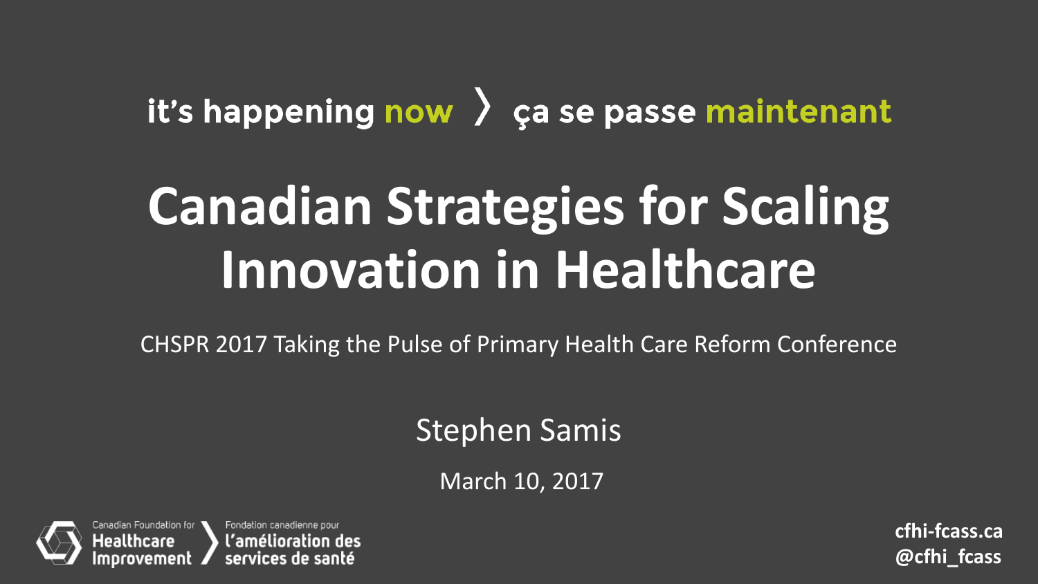it's happening **now** 〉 ça se passe **maintenant**

# Canadian Strategies for Scaling Innovation in Healthcare

CHSPR 2017 Taking the Pulse of Primary Health Care Reform Conference

Stephen Samis

March 10, 2017

Canadian Foundation for Healthcare Improvement 〉 Fondation canadienne pour l'amélioration des services de santé

**cfhi-fcass.ca**
**@cfhi_fcass**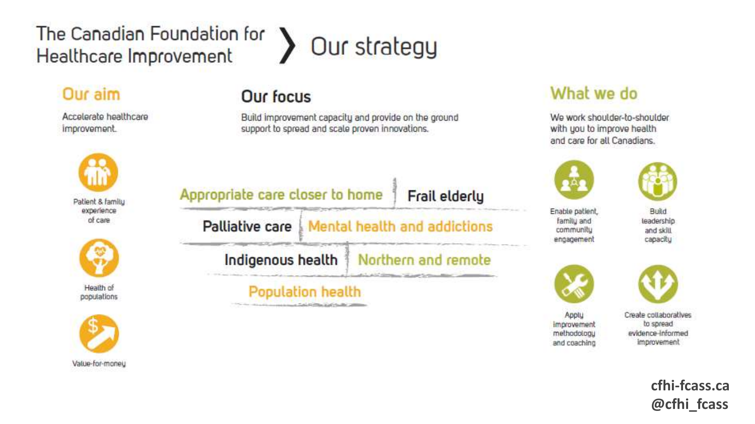# The Canadian Foundation for Healthcare Improvement › Our strategy

## Our aim

Accelerate healthcare improvement.

- Patient & family experience of care
- Health of populations
- Value-for-money

## Our focus

Build improvement capacity and provide on the ground support to spread and scale proven innovations.

- Appropriate care closer to home
- Frail elderly
- Palliative care
- Mental health and addictions
- Indigenous health
- Northern and remote
- Population health

## What we do

We work shoulder-to-shoulder with you to improve health and care for all Canadians.

- Enable patient, family and community engagement
- Build leadership and skill capacity
- Apply improvement methodology and coaching
- Create collaboratives to spread evidence-informed improvement

**cfhi-fcass.ca**
**@cfhi_fcass**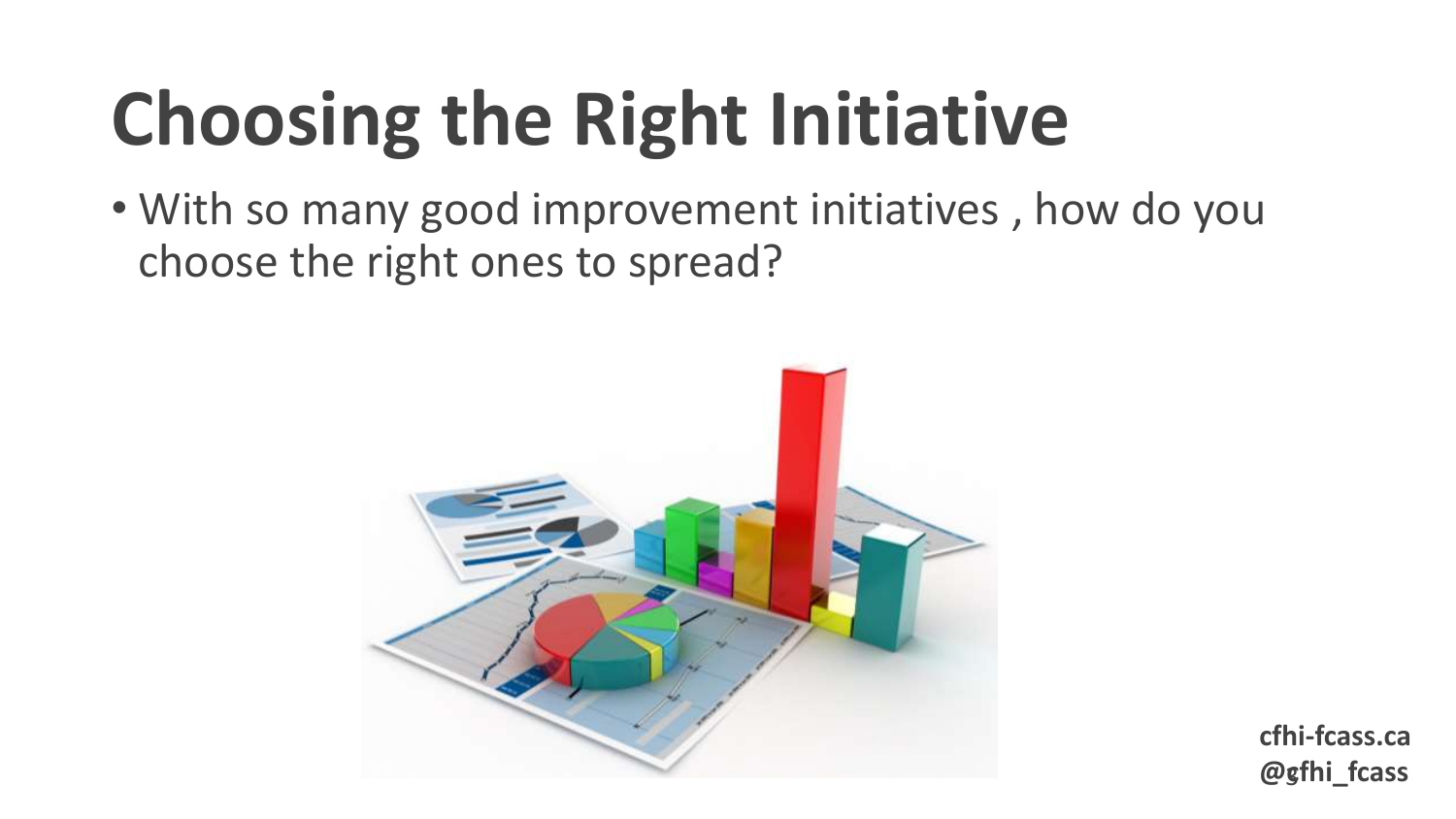# Choosing the Right Initiative

- With so many good improvement initiatives , how do you choose the right ones to spread?

cfhi-fcass.ca
@gfhi_fcass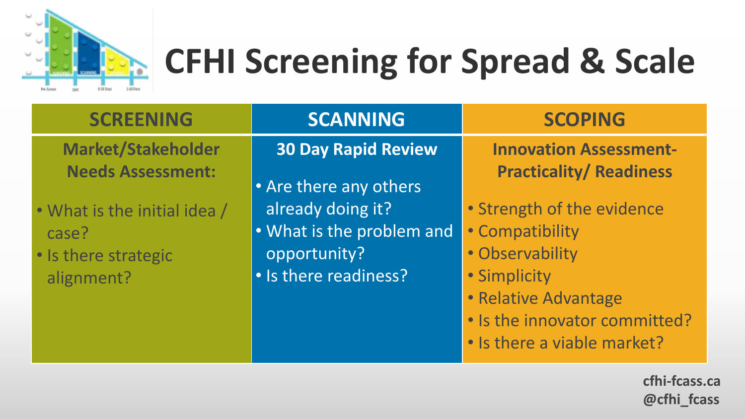# CFHI Screening for Spread & Scale

| SCREENING | SCANNING | SCOPING |
|---|---|---|
| **Market/Stakeholder Needs Assessment:** | **30 Day Rapid Review** | **Innovation Assessment- Practicality/ Readiness** |
| • What is the initial idea / case?<br>• Is there strategic alignment? | • Are there any others already doing it?<br>• What is the problem and opportunity?<br>• Is there readiness? | • Strength of the evidence<br>• Compatibility<br>• Observability<br>• Simplicity<br>• Relative Advantage<br>• Is the innovator committed?<br>• Is there a viable market? |

cfhi-fcass.ca
@cfhi_fcass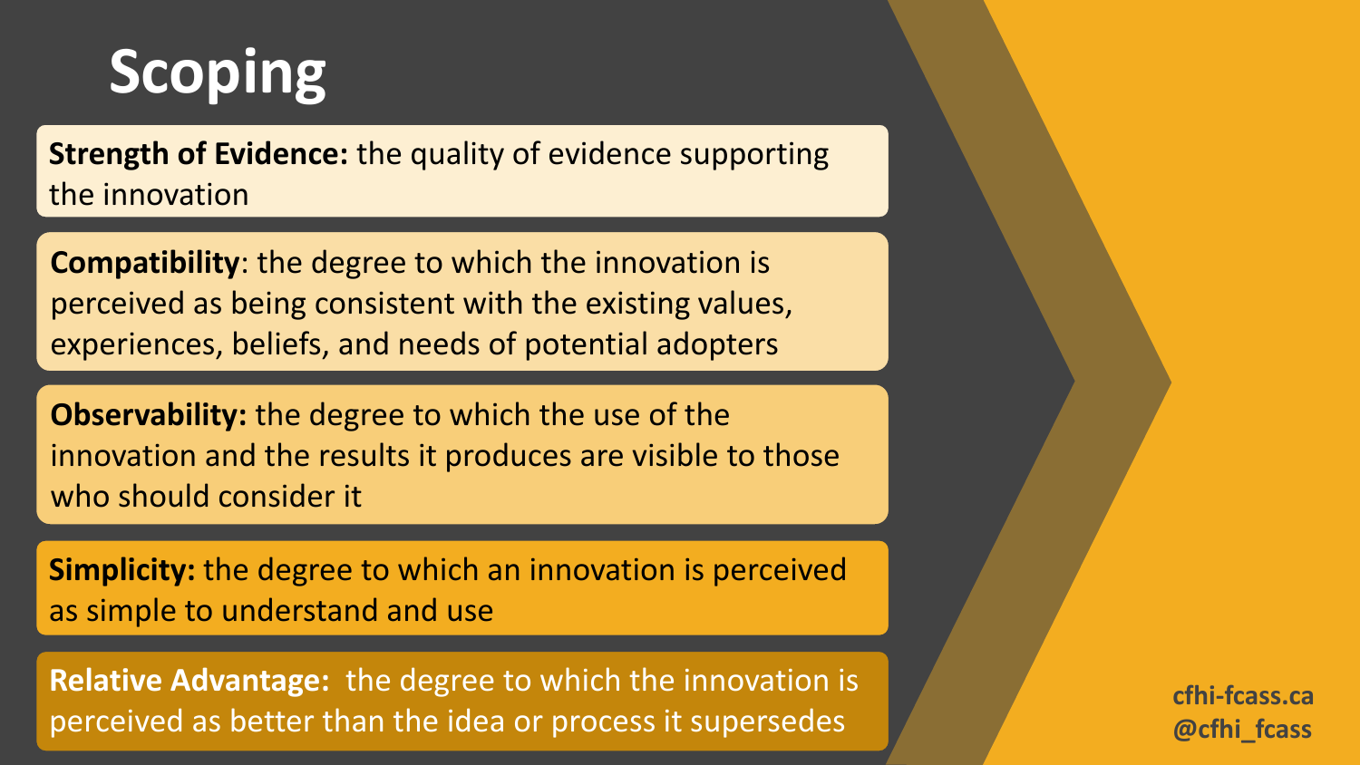# Scoping

**Strength of Evidence:** the quality of evidence supporting the innovation

**Compatibility**: the degree to which the innovation is perceived as being consistent with the existing values, experiences, beliefs, and needs of potential adopters

**Observability:** the degree to which the use of the innovation and the results it produces are visible to those who should consider it

**Simplicity:** the degree to which an innovation is perceived as simple to understand and use

**Relative Advantage:** the degree to which the innovation is perceived as better than the idea or process it supersedes

cfhi-fcass.ca
@cfhi_fcass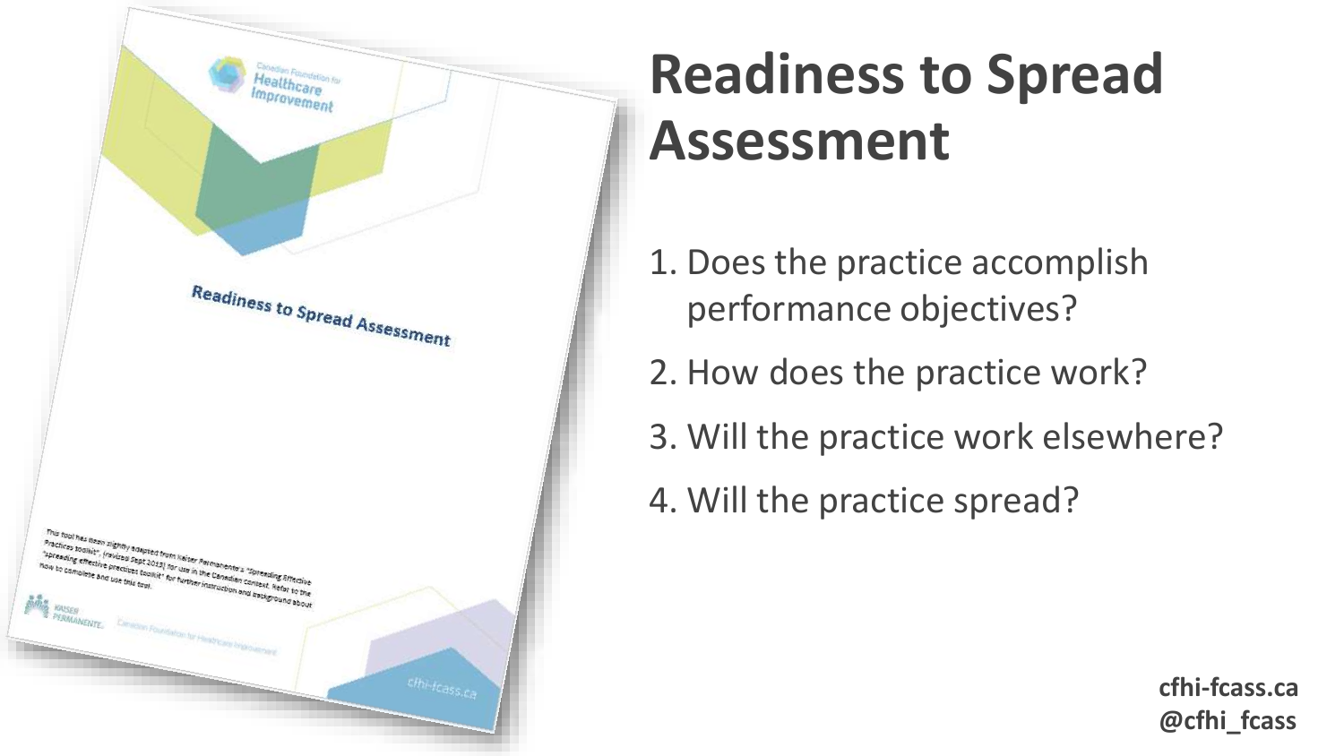# Readiness to Spread Assessment

1. Does the practice accomplish performance objectives?
2. How does the practice work?
3. Will the practice work elsewhere?
4. Will the practice spread?

**cfhi-fcass.ca**
**@cfhi_fcass**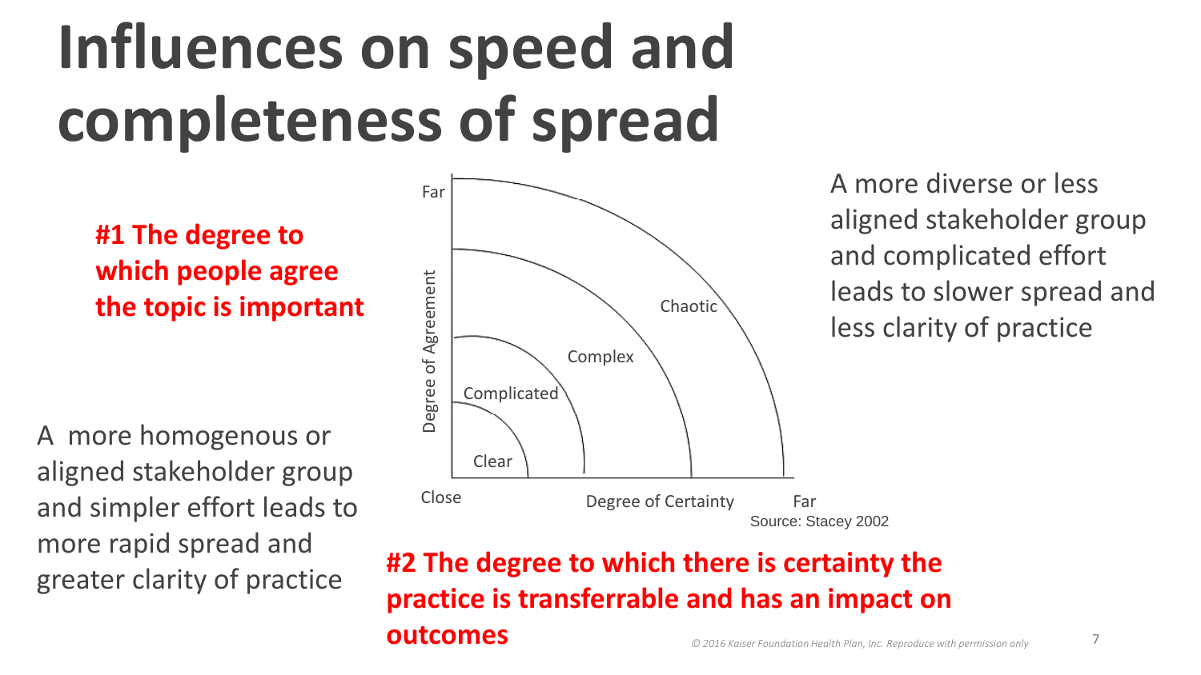# Influences on speed and completeness of spread

**#1 The degree to which people agree the topic is important**

A more homogenous or aligned stakeholder group and simpler effort leads to more rapid spread and greater clarity of practice

Degree of Agreement: Close – Far

Degree of Certainty: Close – Far

Clear

Complicated

Complex

Chaotic

Source: Stacey 2002

A more diverse or less aligned stakeholder group and complicated effort leads to slower spread and less clarity of practice

**#2 The degree to which there is certainty the practice is transferrable and has an impact on outcomes**

*© 2016 Kaiser Foundation Health Plan, Inc. Reproduce with permission only*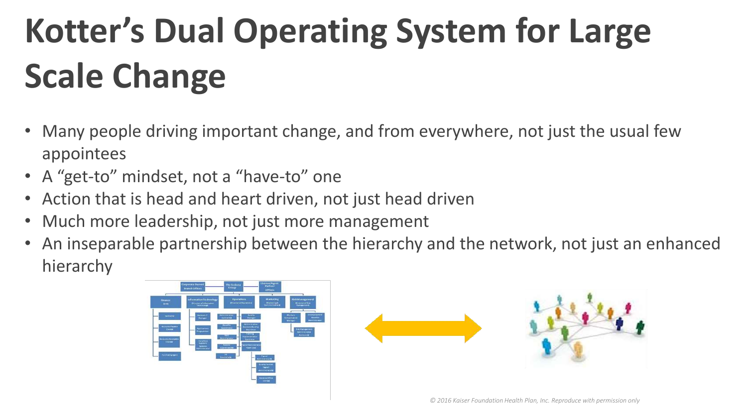# Kotter's Dual Operating System for Large Scale Change

- Many people driving important change, and from everywhere, not just the usual few appointees
- A "get-to" mindset, not a "have-to" one
- Action that is head and heart driven, not just head driven
- Much more leadership, not just more management
- An inseparable partnership between the hierarchy and the network, not just an enhanced hierarchy

*© 2016 Kaiser Foundation Health Plan, Inc. Reproduce with permission only*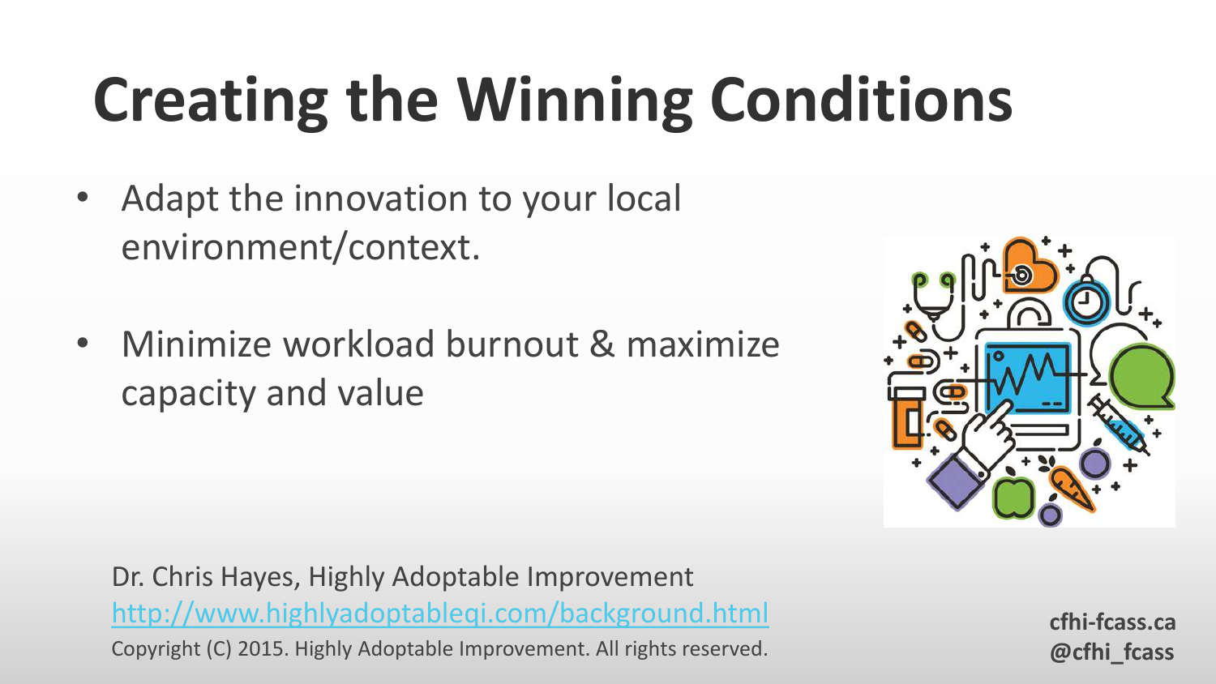# Creating the Winning Conditions

- Adapt the innovation to your local environment/context.
- Minimize workload burnout & maximize capacity and value

Dr. Chris Hayes, Highly Adoptable Improvement
[http://www.highlyadoptableqi.com/background.html](http://www.highlyadoptableqi.com/background.html)
Copyright (C) 2015. Highly Adoptable Improvement. All rights reserved.

**cfhi-fcass.ca**
**@cfhi_fcass**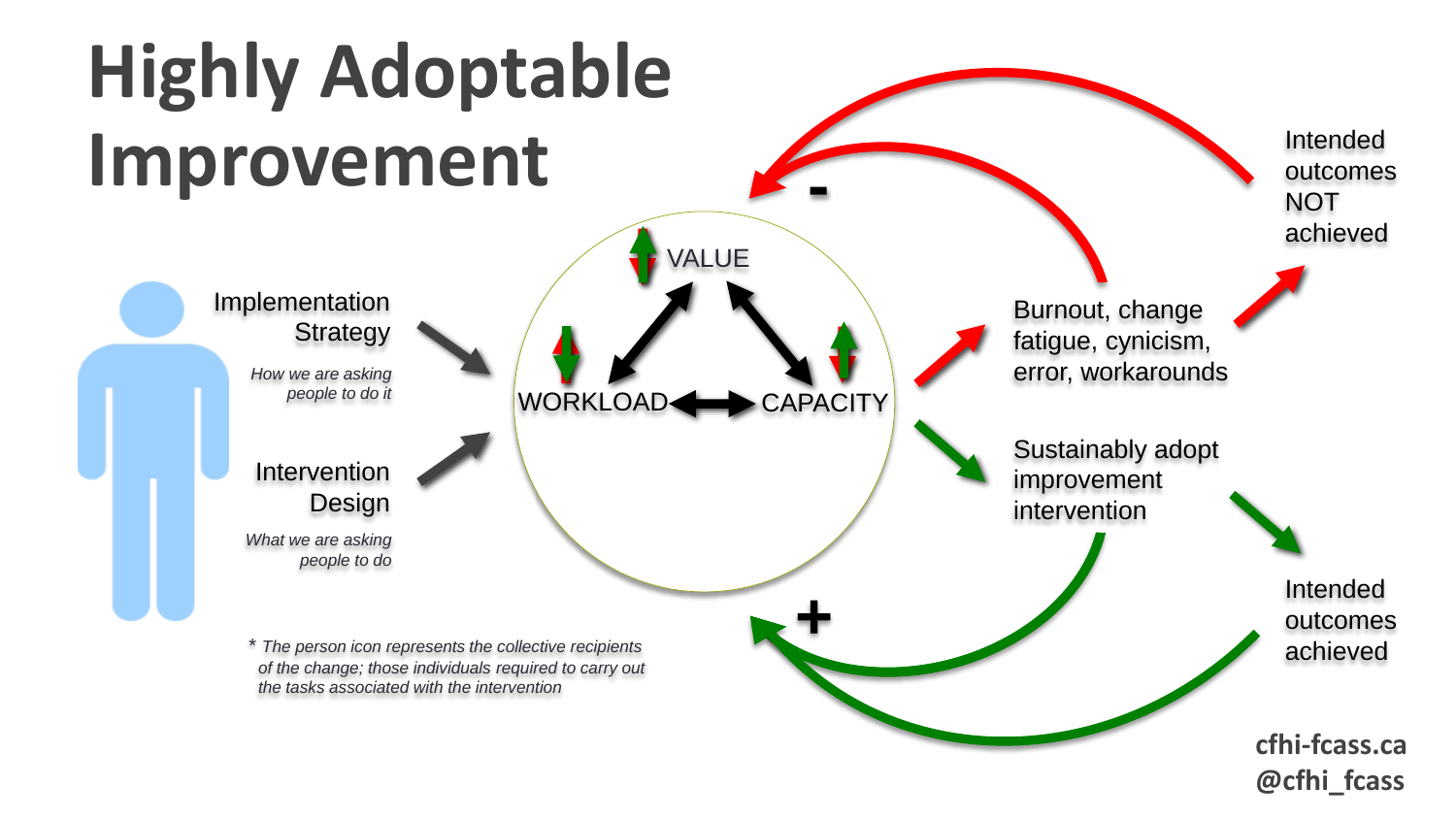# Highly Adoptable Improvement

Implementation Strategy

*How we are asking people to do it*

Intervention Design

*What we are asking people to do*

VALUE

WORKLOAD

CAPACITY

Burnout, change fatigue, cynicism, error, workarounds

Intended outcomes NOT achieved

-

Sustainably adopt improvement intervention

Intended outcomes achieved

+

*\* The person icon represents the collective recipients of the change; those individuals required to carry out the tasks associated with the intervention*

**cfhi-fcass.ca**
**@cfhi_fcass**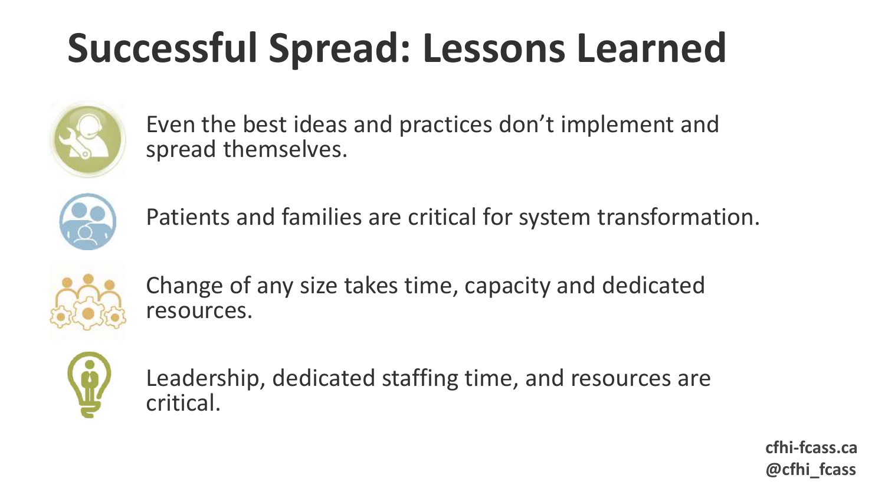# Successful Spread: Lessons Learned

- Even the best ideas and practices don't implement and spread themselves.
- Patients and families are critical for system transformation.
- Change of any size takes time, capacity and dedicated resources.
- Leadership, dedicated staffing time, and resources are critical.

**cfhi-fcass.ca**
**@cfhi_fcass**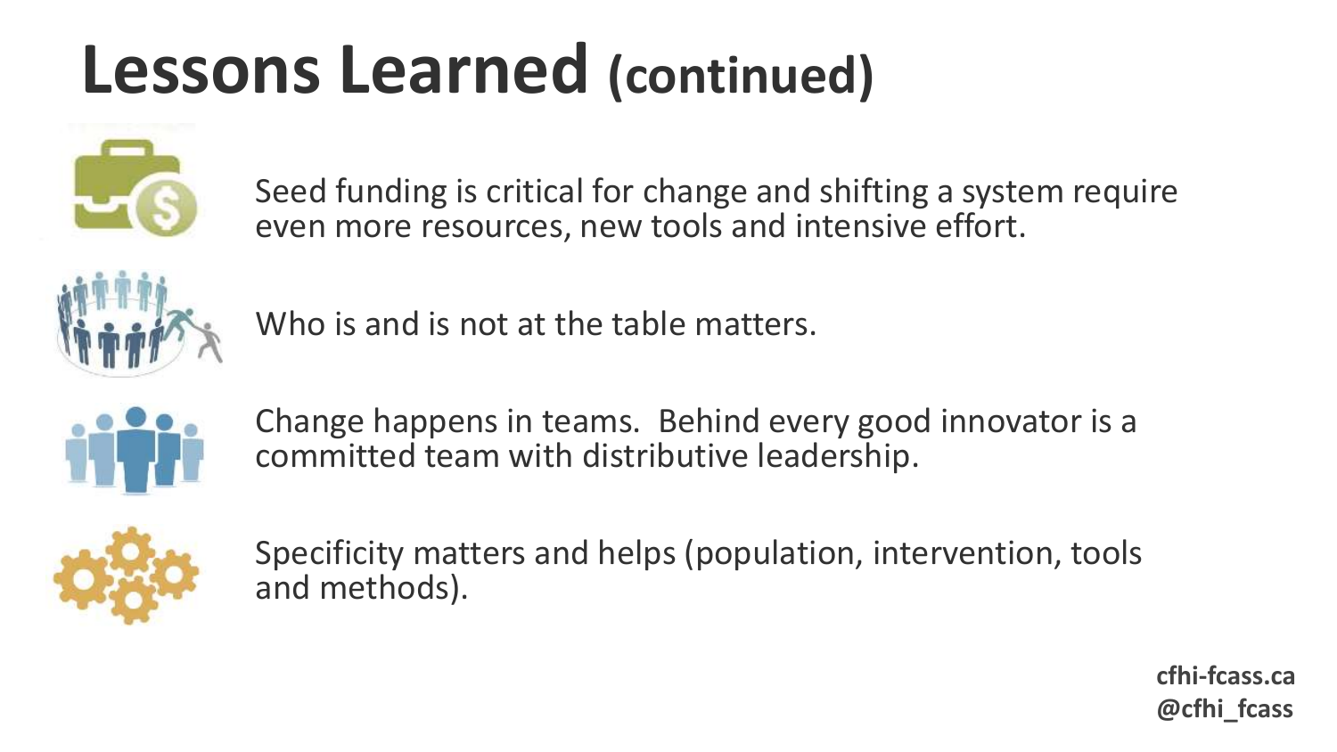# Lessons Learned (continued)

- Seed funding is critical for change and shifting a system require even more resources, new tools and intensive effort.
- Who is and is not at the table matters.
- Change happens in teams. Behind every good innovator is a committed team with distributive leadership.
- Specificity matters and helps (population, intervention, tools and methods).

**cfhi-fcass.ca**
**@cfhi_fcass**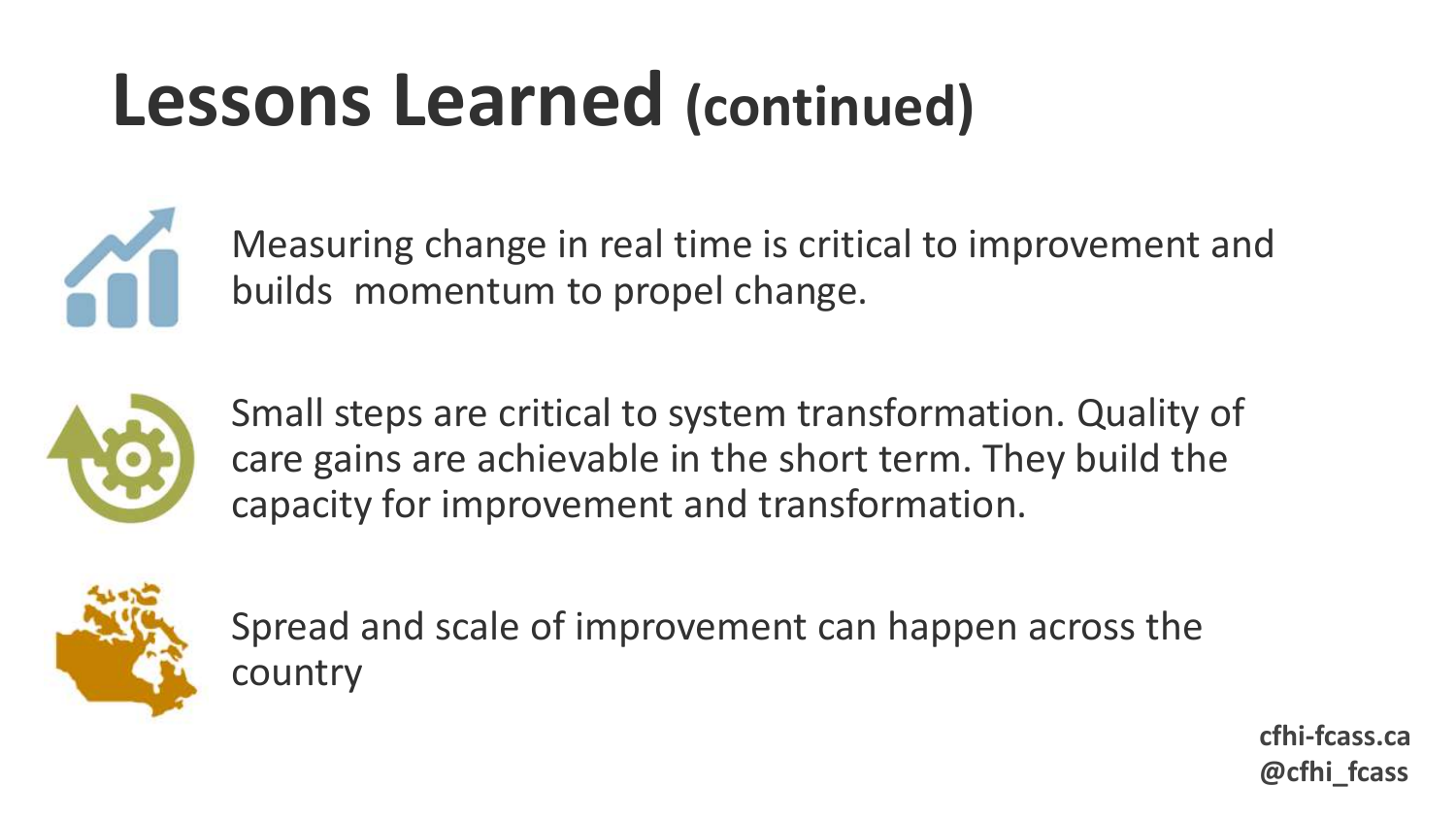# Lessons Learned (continued)

- Measuring change in real time is critical to improvement and builds momentum to propel change.
- Small steps are critical to system transformation. Quality of care gains are achievable in the short term. They build the capacity for improvement and transformation.
- Spread and scale of improvement can happen across the country

cfhi-fcass.ca
@cfhi_fcass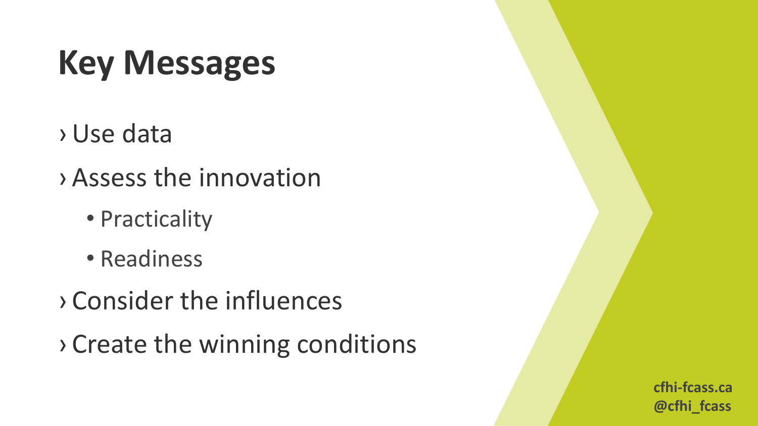# Key Messages

- Use data
- Assess the innovation
  - Practicality
  - Readiness
- Consider the influences
- Create the winning conditions

cfhi-fcass.ca
@cfhi_fcass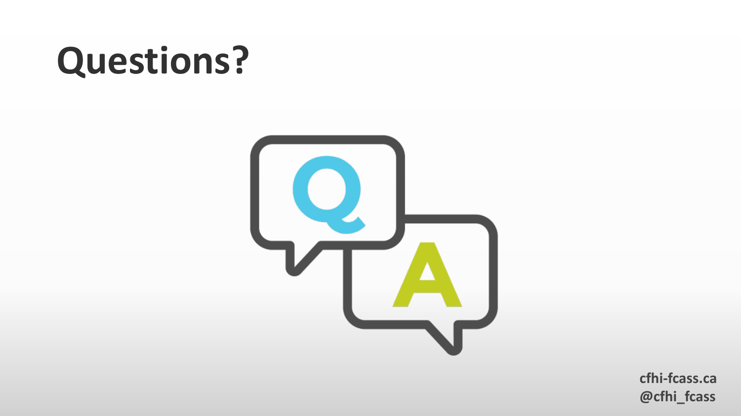# Questions?

cfhi-fcass.ca
@cfhi_fcass